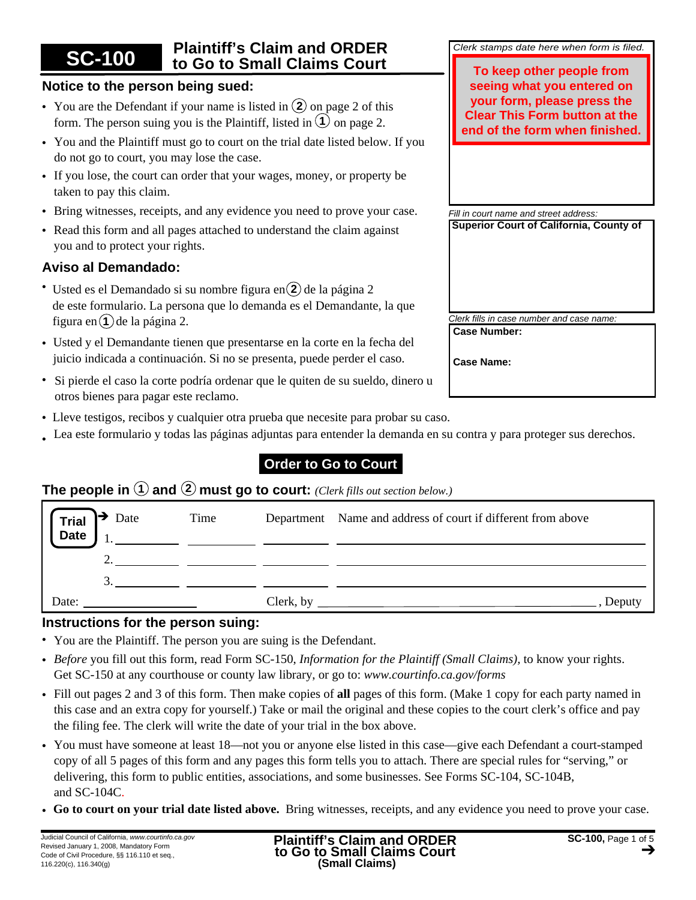# SC-100 Plaintiff's Claim and ORDER to Go to Small Claims Court

*Clerk stamps date here when form is filed.*

**To keep other people from seeing what you entered on your form, please press the Clear This Form button at the end of the form when finished.**

*Fill in court name and street address:*

**Superior Court of California, County of**

*Clerk fills in case number and case name:*

**Case Number:**

**Case Name:**

## Notice to the person being sued:

- You are the Defendant if your name is listed in ② on page 2 of this form. The person suing you is the Plaintiff, listed in ① on page 2.
- You and the Plaintiff must go to court on the trial date listed below. If you do not go to court, you may lose the case.
- If you lose, the court can order that your wages, money, or property be taken to pay this claim.
- Bring witnesses, receipts, and any evidence you need to prove your case.
- Read this form and all pages attached to understand the claim against you and to protect your rights.

## Aviso al Demandado:

- Usted es el Demandado si su nombre figura en ② de la página 2 de este formulario. La persona que lo demanda es el Demandante, la que figura en ① de la página 2.
- Usted y el Demandante tienen que presentarse en la corte en la fecha del juicio indicada a continuación. Si no se presenta, puede perder el caso.
- Si pierde el caso la corte podría ordenar que le quiten de su sueldo, dinero u otros bienes para pagar este reclamo.
- Lleve testigos, recibos y cualquier otra prueba que necesite para probar su caso.
- Lea este formulario y todas las páginas adjuntas para entender la demanda en su contra y para proteger sus derechos.

## Order to Go to Court

**The people in ① and ② must go to court:** *(Clerk fills out section below.)*

**Trial Date**

| | Date | Time | Department | Name and address of court if different from above |
|---|---|---|---|---|
| 1. | | | | |
| 2. | | | | |
| 3. | | | | |

Date: ____________________ Clerk, by ______________________________, Deputy

## Instructions for the person suing:

- You are the Plaintiff. The person you are suing is the Defendant.
- *Before* you fill out this form, read Form SC-150, *Information for the Plaintiff (Small Claims)*, to know your rights. Get SC-150 at any courthouse or county law library, or go to: *www.courtinfo.ca.gov/forms*
- Fill out pages 2 and 3 of this form. Then make copies of **all** pages of this form. (Make 1 copy for each party named in this case and an extra copy for yourself.) Take or mail the original and these copies to the court clerk's office and pay the filing fee. The clerk will write the date of your trial in the box above.
- You must have someone at least 18—not you or anyone else listed in this case—give each Defendant a court-stamped copy of all 5 pages of this form and any pages this form tells you to attach. There are special rules for "serving," or delivering, this form to public entities, associations, and some businesses. See Forms SC-104, SC-104B, and SC-104C.
- **Go to court on your trial date listed above.** Bring witnesses, receipts, and any evidence you need to prove your case.

Judicial Council of California, *www.courtinfo.ca.gov*
Revised January 1, 2008, Mandatory Form
Code of Civil Procedure, §§ 116.110 et seq., 116.220(c), 116.340(g)

**Plaintiff's Claim and ORDER to Go to Small Claims Court (Small Claims)**

**SC-100**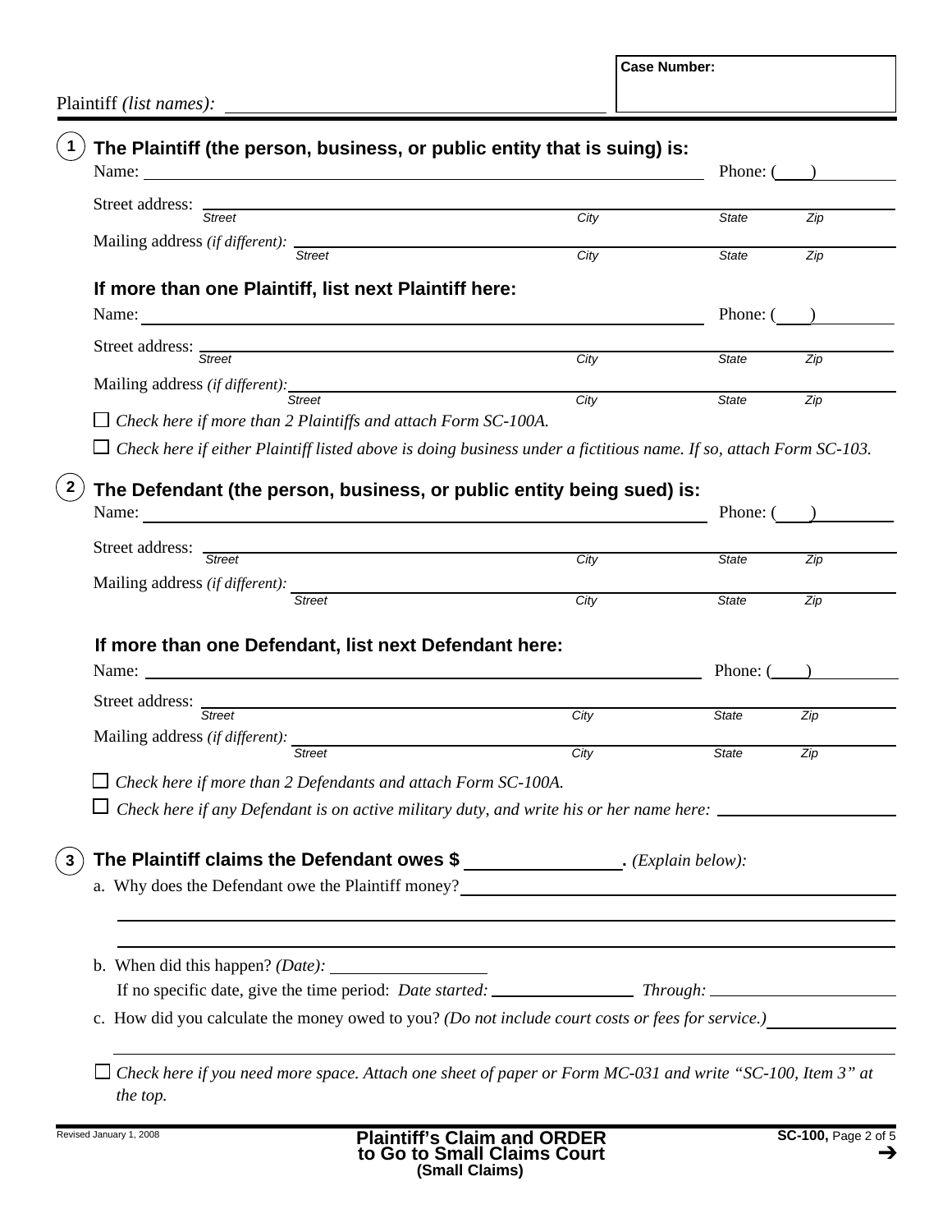Plaintiff *(list names)*: ______________________

**Case Number:**

## 1 The Plaintiff (the person, business, or public entity that is suing) is:

Name: ______________________ Phone: (____) ________

Street address: ______________________
*Street* *City* *State* *Zip*

Mailing address *(if different)*: ______________________
*Street* *City* *State* *Zip*

### If more than one Plaintiff, list next Plaintiff here:

Name: ______________________ Phone: (____) ________

Street address: ______________________
*Street* *City* *State* *Zip*

Mailing address *(if different)*: ______________________
*Street* *City* *State* *Zip*

☐ *Check here if more than 2 Plaintiffs and attach Form SC-100A.*

☐ *Check here if either Plaintiff listed above is doing business under a fictitious name. If so, attach Form SC-103.*

## 2 The Defendant (the person, business, or public entity being sued) is:

Name: ______________________ Phone: (____) ________

Street address: ______________________
*Street* *City* *State* *Zip*

Mailing address *(if different)*: ______________________
*Street* *City* *State* *Zip*

### If more than one Defendant, list next Defendant here:

Name: ______________________ Phone: (____) ________

Street address: ______________________
*Street* *City* *State* *Zip*

Mailing address *(if different)*: ______________________
*Street* *City* *State* *Zip*

☐ *Check here if more than 2 Defendants and attach Form SC-100A.*

☐ *Check here if any Defendant is on active military duty, and write his or her name here:* ______________________

## 3 The Plaintiff claims the Defendant owes $ ____________. *(Explain below)*:

a. Why does the Defendant owe the Plaintiff money? ______________________

______________________

______________________

b. When did this happen? *(Date)*: ____________

If no specific date, give the time period: *Date started:* ____________ *Through:* ____________

c. How did you calculate the money owed to you? *(Do not include court costs or fees for service.)* ____________

______________________

☐ *Check here if you need more space. Attach one sheet of paper or Form MC-031 and write "SC-100, Item 3" at the top.*

Revised January 1, 2008

**Plaintiff's Claim and ORDER to Go to Small Claims Court (Small Claims)**

**SC-100,** Page 2 of 5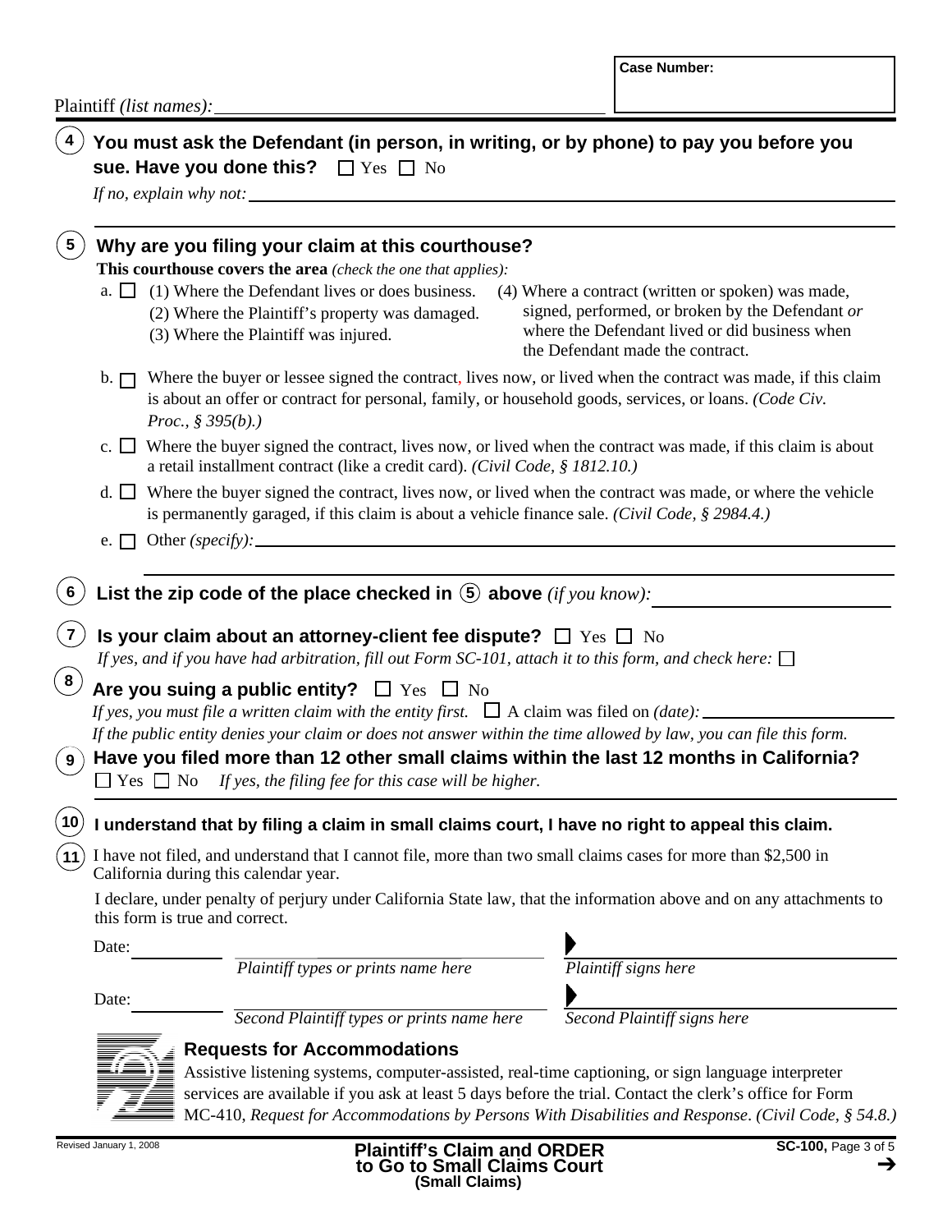Plaintiff *(list names)*: ______________________

**Case Number:**

**4** **You must ask the Defendant (in person, in writing, or by phone) to pay you before you sue. Have you done this?** ☐ Yes ☐ No

*If no, explain why not:* ______________________

**5** **Why are you filing your claim at this courthouse?**

**This courthouse covers the area** *(check the one that applies):*

a. ☐ (1) Where the Defendant lives or does business.
(2) Where the Plaintiff's property was damaged.
(3) Where the Plaintiff was injured.
(4) Where a contract (written or spoken) was made, signed, performed, or broken by the Defendant *or* where the Defendant lived or did business when the Defendant made the contract.

b. ☐ Where the buyer or lessee signed the contract, lives now, or lived when the contract was made, if this claim is about an offer or contract for personal, family, or household goods, services, or loans. *(Code Civ. Proc., § 395(b).)*

c. ☐ Where the buyer signed the contract, lives now, or lived when the contract was made, if this claim is about a retail installment contract (like a credit card). *(Civil Code, § 1812.10.)*

d. ☐ Where the buyer signed the contract, lives now, or lived when the contract was made, or where the vehicle is permanently garaged, if this claim is about a vehicle finance sale. *(Civil Code, § 2984.4.)*

e. ☐ Other *(specify):* ______________________

**6** **List the zip code of the place checked in (5) above** *(if you know):* ______________________

**7** **Is your claim about an attorney-client fee dispute?** ☐ Yes ☐ No

*If yes, and if you have had arbitration, fill out Form SC-101, attach it to this form, and check here:* ☐

**8** **Are you suing a public entity?** ☐ Yes ☐ No

*If yes, you must file a written claim with the entity first.* ☐ A claim was filed on *(date):* ______________________

*If the public entity denies your claim or does not answer within the time allowed by law, you can file this form.*

**9** **Have you filed more than 12 other small claims within the last 12 months in California?**

☐ Yes ☐ No *If yes, the filing fee for this case will be higher.*

**10** **I understand that by filing a claim in small claims court, I have no right to appeal this claim.**

**11** I have not filed, and understand that I cannot file, more than two small claims cases for more than $2,500 in California during this calendar year.

I declare, under penalty of perjury under California State law, that the information above and on any attachments to this form is true and correct.

Date: __________ ______________________ ▶ ______________________
*Plaintiff types or prints name here* *Plaintiff signs here*

Date: __________ ______________________ ▶ ______________________
*Second Plaintiff types or prints name here* *Second Plaintiff signs here*

**Requests for Accommodations**

Assistive listening systems, computer-assisted, real-time captioning, or sign language interpreter services are available if you ask at least 5 days before the trial. Contact the clerk's office for Form MC-410, *Request for Accommodations by Persons With Disabilities and Response*. *(Civil Code, § 54.8.)*

Revised January 1, 2008

**Plaintiff's Claim and ORDER to Go to Small Claims Court (Small Claims)**

**SC-100,** Page 3 of 5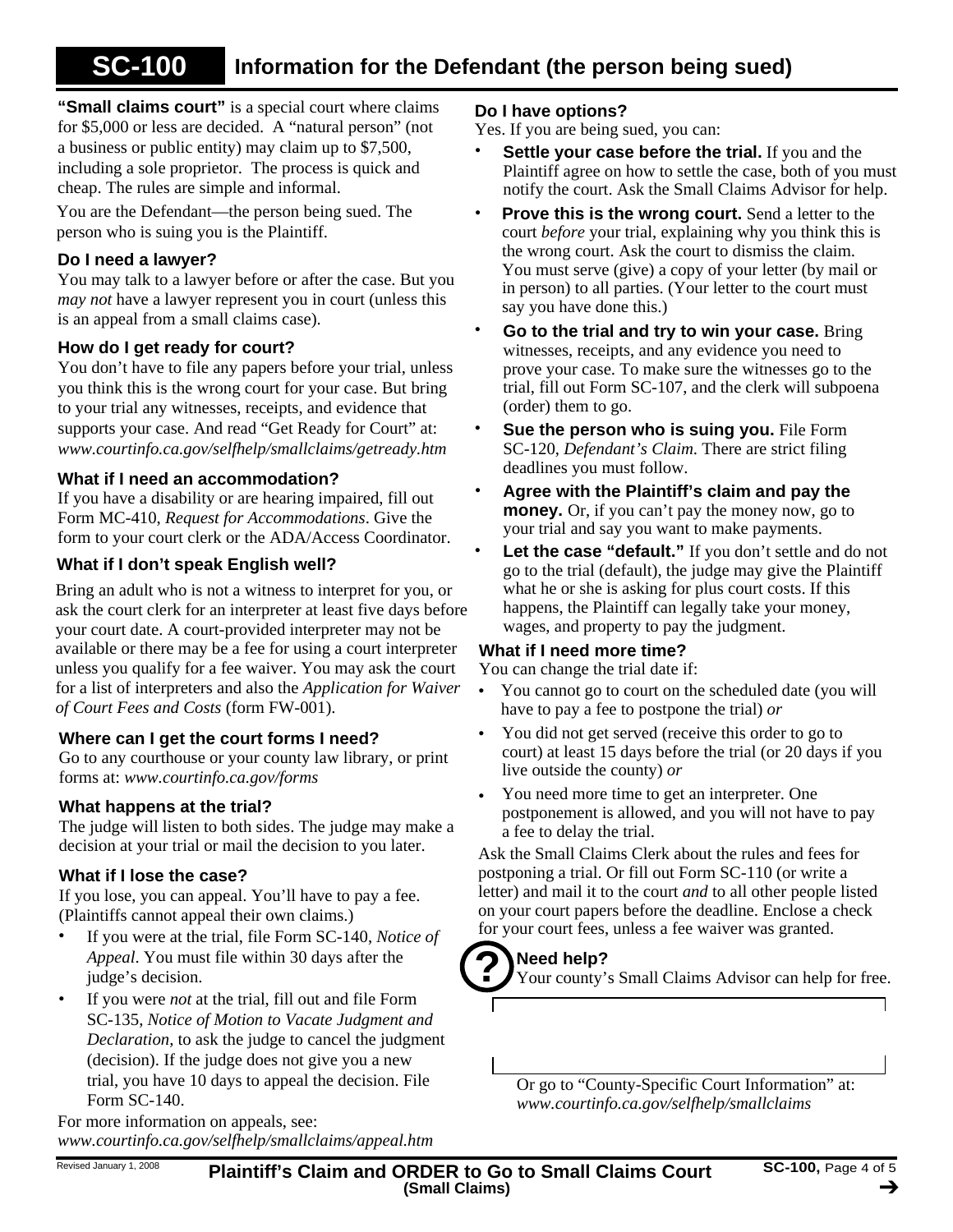# SC-100 Information for the Defendant (the person being sued)

**"Small claims court"** is a special court where claims for $5,000 or less are decided. A "natural person" (not a business or public entity) may claim up to $7,500, including a sole proprietor. The process is quick and cheap. The rules are simple and informal.

You are the Defendant—the person being sued. The person who is suing you is the Plaintiff.

### Do I need a lawyer?

You may talk to a lawyer before or after the case. But you *may not* have a lawyer represent you in court (unless this is an appeal from a small claims case).

### How do I get ready for court?

You don't have to file any papers before your trial, unless you think this is the wrong court for your case. But bring to your trial any witnesses, receipts, and evidence that supports your case. And read "Get Ready for Court" at: *www.courtinfo.ca.gov/selfhelp/smallclaims/getready.htm*

### What if I need an accommodation?

If you have a disability or are hearing impaired, fill out Form MC-410, *Request for Accommodations*. Give the form to your court clerk or the ADA/Access Coordinator.

### What if I don't speak English well?

Bring an adult who is not a witness to interpret for you, or ask the court clerk for an interpreter at least five days before your court date. A court-provided interpreter may not be available or there may be a fee for using a court interpreter unless you qualify for a fee waiver. You may ask the court for a list of interpreters and also the *Application for Waiver of Court Fees and Costs* (form FW-001).

### Where can I get the court forms I need?

Go to any courthouse or your county law library, or print forms at: *www.courtinfo.ca.gov/forms*

### What happens at the trial?

The judge will listen to both sides. The judge may make a decision at your trial or mail the decision to you later.

### What if I lose the case?

If you lose, you can appeal. You'll have to pay a fee. (Plaintiffs cannot appeal their own claims.)

- If you were at the trial, file Form SC-140, *Notice of Appeal*. You must file within 30 days after the judge's decision.
- If you were *not* at the trial, fill out and file Form SC-135, *Notice of Motion to Vacate Judgment and Declaration*, to ask the judge to cancel the judgment (decision). If the judge does not give you a new trial, you have 10 days to appeal the decision. File Form SC-140.

For more information on appeals, see: *www.courtinfo.ca.gov/selfhelp/smallclaims/appeal.htm*

### Do I have options?

Yes. If you are being sued, you can:

- **Settle your case before the trial.** If you and the Plaintiff agree on how to settle the case, both of you must notify the court. Ask the Small Claims Advisor for help.
- **Prove this is the wrong court.** Send a letter to the court *before* your trial, explaining why you think this is the wrong court. Ask the court to dismiss the claim. You must serve (give) a copy of your letter (by mail or in person) to all parties. (Your letter to the court must say you have done this.)
- **Go to the trial and try to win your case.** Bring witnesses, receipts, and any evidence you need to prove your case. To make sure the witnesses go to the trial, fill out Form SC-107, and the clerk will subpoena (order) them to go.
- **Sue the person who is suing you.** File Form SC-120, *Defendant's Claim.* There are strict filing deadlines you must follow.
- **Agree with the Plaintiff's claim and pay the money.** Or, if you can't pay the money now, go to your trial and say you want to make payments.
- **Let the case "default."** If you don't settle and do not go to the trial (default), the judge may give the Plaintiff what he or she is asking for plus court costs. If this happens, the Plaintiff can legally take your money, wages, and property to pay the judgment.

### What if I need more time?

You can change the trial date if:

- You cannot go to court on the scheduled date (you will have to pay a fee to postpone the trial) *or*
- You did not get served (receive this order to go to court) at least 15 days before the trial (or 20 days if you live outside the county) *or*
- You need more time to get an interpreter. One postponement is allowed, and you will not have to pay a fee to delay the trial.

Ask the Small Claims Clerk about the rules and fees for postponing a trial. Or fill out Form SC-110 (or write a letter) and mail it to the court *and* to all other people listed on your court papers before the deadline. Enclose a check for your court fees, unless a fee waiver was granted.

**Need help?**
Your county's Small Claims Advisor can help for free.

Or go to "County-Specific Court Information" at: *www.courtinfo.ca.gov/selfhelp/smallclaims*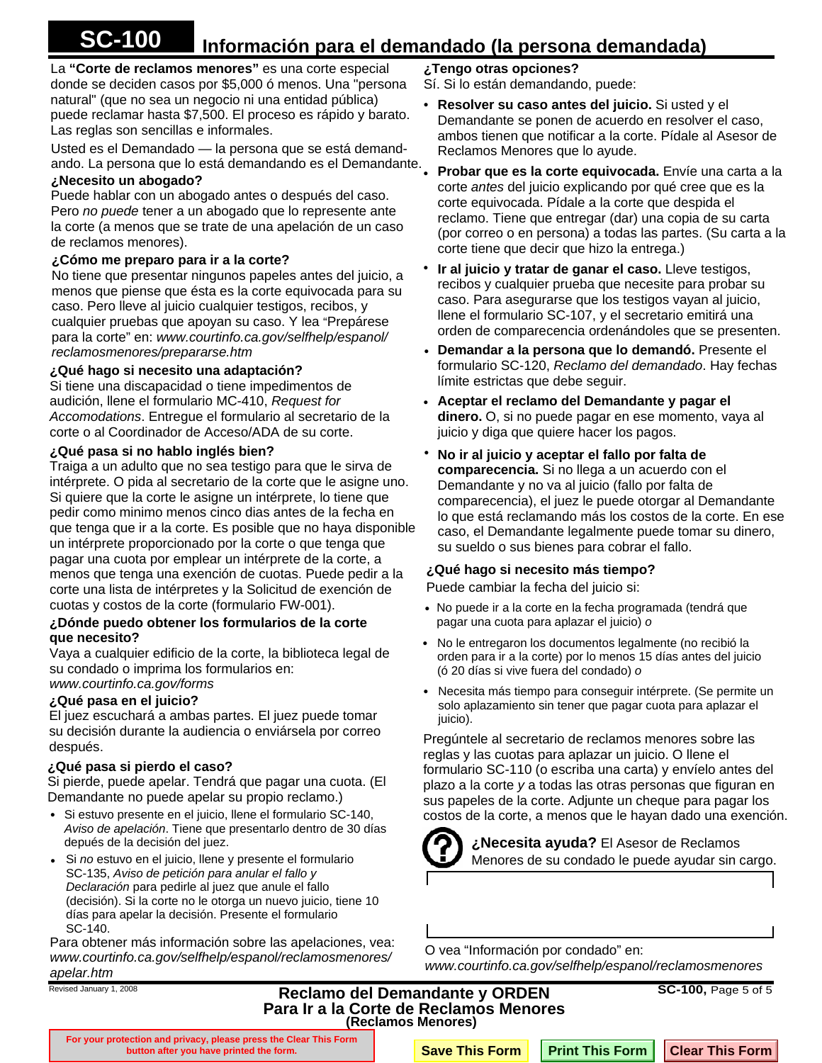# SC-100 Información para el demandado (la persona demandada)

La **"Corte de reclamos menores"** es una corte especial donde se deciden casos por $5,000 ó menos. Una "persona natural" (que no sea un negocio ni una entidad pública) puede reclamar hasta $7,500. El proceso es rápido y barato. Las reglas son sencillas e informales.

Usted es el Demandado — la persona que se está demandando. La persona que lo está demandando es el Demandante.

### ¿Necesito un abogado?

Puede hablar con un abogado antes o después del caso. Pero *no puede* tener a un abogado que lo represente ante la corte (a menos que se trate de una apelación de un caso de reclamos menores).

### ¿Cómo me preparo para ir a la corte?

No tiene que presentar ningunos papeles antes del juicio, a menos que piense que ésta es la corte equivocada para su caso. Pero lleve al juicio cualquier testigos, recibos, y cualquier pruebas que apoyan su caso. Y lea "Prepárese para la corte" en: *www.courtinfo.ca.gov/selfhelp/espanol/reclamosmenores/prepararse.htm*

### ¿Qué hago si necesito una adaptación?

Si tiene una discapacidad o tiene impedimentos de audición, llene el formulario MC-410, *Request for Accomodations*. Entregue el formulario al secretario de la corte o al Coordinador de Acceso/ADA de su corte.

### ¿Qué pasa si no hablo inglés bien?

Traiga a un adulto que no sea testigo para que le sirva de intérprete. O pida al secretario de la corte que le asigne uno. Si quiere que la corte le asigne un intérprete, lo tiene que pedir como minimo menos cinco dias antes de la fecha en que tenga que ir a la corte. Es posible que no haya disponible un intérprete proporcionado por la corte o que tenga que pagar una cuota por emplear un intérprete de la corte, a menos que tenga una exención de cuotas. Puede pedir a la corte una lista de intérpretes y la Solicitud de exención de cuotas y costos de la corte (formulario FW-001).

### ¿Dónde puedo obtener los formularios de la corte que necesito?

Vaya a cualquier edificio de la corte, la biblioteca legal de su condado o imprima los formularios en: *www.courtinfo.ca.gov/forms*

### ¿Qué pasa en el juicio?

El juez escuchará a ambas partes. El juez puede tomar su decisión durante la audiencia o enviársela por correo después.

### ¿Qué pasa si pierdo el caso?

Si pierde, puede apelar. Tendrá que pagar una cuota. (El Demandante no puede apelar su propio reclamo.)

- Si estuvo presente en el juicio, llene el formulario SC-140, *Aviso de apelación*. Tiene que presentarlo dentro de 30 días depués de la decisión del juez.
- Si *no* estuvo en el juicio, llene y presente el formulario SC-135, *Aviso de petición para anular el fallo y Declaración* para pedirle al juez que anule el fallo (decisión). Si la corte no le otorga un nuevo juicio, tiene 10 días para apelar la decisión. Presente el formulario SC-140.

Para obtener más información sobre las apelaciones, vea: *www.courtinfo.ca.gov/selfhelp/espanol/reclamosmenores/apelar.htm*

### ¿Tengo otras opciones?

Sí. Si lo están demandando, puede:

- **Resolver su caso antes del juicio.** Si usted y el Demandante se ponen de acuerdo en resolver el caso, ambos tienen que notificar a la corte. Pídale al Asesor de Reclamos Menores que lo ayude.
- **Probar que es la corte equivocada.** Envíe una carta a la corte *antes* del juicio explicando por qué cree que es la corte equivocada. Pídale a la corte que despida el reclamo. Tiene que entregar (dar) una copia de su carta (por correo o en persona) a todas las partes. (Su carta a la corte tiene que decir que hizo la entrega.)
- **Ir al juicio y tratar de ganar el caso.** Lleve testigos, recibos y cualquier prueba que necesite para probar su caso. Para asegurarse que los testigos vayan al juicio, llene el formulario SC-107, y el secretario emitirá una orden de comparecencia ordenándoles que se presenten.
- **Demandar a la persona que lo demandó.** Presente el formulario SC-120, *Reclamo del demandado*. Hay fechas límite estrictas que debe seguir.
- **Aceptar el reclamo del Demandante y pagar el dinero.** O, si no puede pagar en ese momento, vaya al juicio y diga que quiere hacer los pagos.
- **No ir al juicio y aceptar el fallo por falta de comparecencia.** Si no llega a un acuerdo con el Demandante y no va al juicio (fallo por falta de comparecencia), el juez le puede otorgar al Demandante lo que está reclamando más los costos de la corte. En ese caso, el Demandante legalmente puede tomar su dinero, su sueldo o sus bienes para cobrar el fallo.

### ¿Qué hago si necesito más tiempo?

Puede cambiar la fecha del juicio si:

- No puede ir a la corte en la fecha programada (tendrá que pagar una cuota para aplazar el juicio) *o*
- No le entregaron los documentos legalmente (no recibió la orden para ir a la corte) por lo menos 15 días antes del juicio (ó 20 días si vive fuera del condado) *o*
- Necesita más tiempo para conseguir intérprete. (Se permite un solo aplazamiento sin tener que pagar cuota para aplazar el juicio).

Pregúntele al secretario de reclamos menores sobre las reglas y las cuotas para aplazar un juicio. O llene el formulario SC-110 (o escriba una carta) y envíelo antes del plazo a la corte *y* a todas las otras personas que figuran en sus papeles de la corte. Adjunte un cheque para pagar los costos de la corte, a menos que le hayan dado una exención.

**¿Necesita ayuda?** El Asesor de Reclamos Menores de su condado le puede ayudar sin cargo.

O vea "Información por condado" en: *www.courtinfo.ca.gov/selfhelp/espanol/reclamosmenores*

Revised January 1, 2008

**Reclamo del Demandante y ORDEN Para Ir a la Corte de Reclamos Menores (Reclamos Menores)**

For your protection and privacy, please press the Clear This Form button after you have printed the form.

Save This Form | Print This Form | Clear This Form